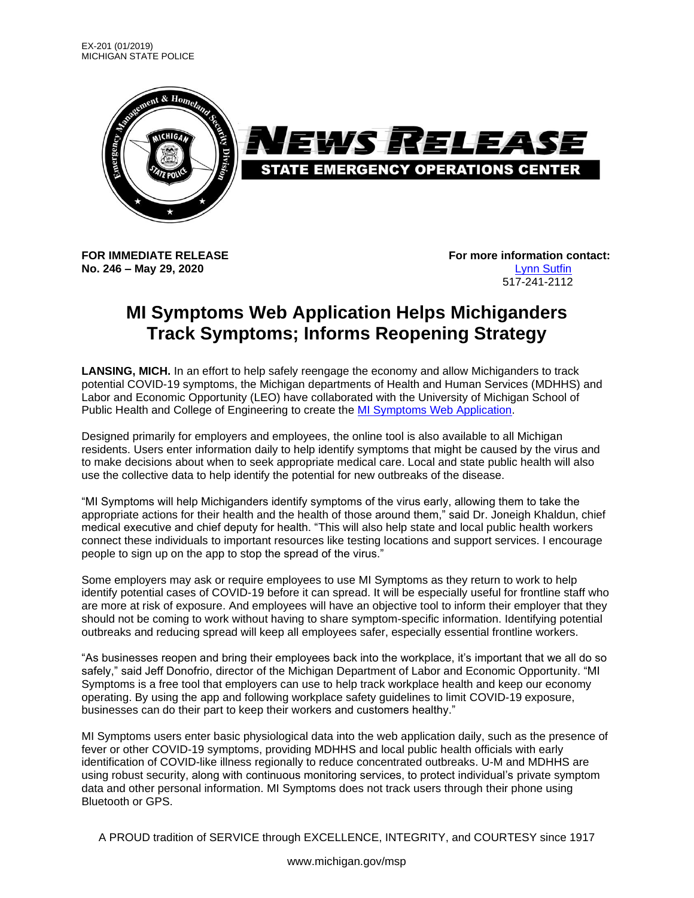EX-201 (01/2019)
MICHIGAN STATE POLICE

**NEWS RELEASE**

**STATE EMERGENCY OPERATIONS CENTER**

**FOR IMMEDIATE RELEASE**
**No. 246 – May 29, 2020**

**For more information contact:**
Lynn Sutfin
517-241-2112

# MI Symptoms Web Application Helps Michiganders Track Symptoms; Informs Reopening Strategy

**LANSING, MICH.** In an effort to help safely reengage the economy and allow Michiganders to track potential COVID-19 symptoms, the Michigan departments of Health and Human Services (MDHHS) and Labor and Economic Opportunity (LEO) have collaborated with the University of Michigan School of Public Health and College of Engineering to create the MI Symptoms Web Application.

Designed primarily for employers and employees, the online tool is also available to all Michigan residents. Users enter information daily to help identify symptoms that might be caused by the virus and to make decisions about when to seek appropriate medical care. Local and state public health will also use the collective data to help identify the potential for new outbreaks of the disease.

"MI Symptoms will help Michiganders identify symptoms of the virus early, allowing them to take the appropriate actions for their health and the health of those around them," said Dr. Joneigh Khaldun, chief medical executive and chief deputy for health. "This will also help state and local public health workers connect these individuals to important resources like testing locations and support services. I encourage people to sign up on the app to stop the spread of the virus."

Some employers may ask or require employees to use MI Symptoms as they return to work to help identify potential cases of COVID-19 before it can spread. It will be especially useful for frontline staff who are more at risk of exposure. And employees will have an objective tool to inform their employer that they should not be coming to work without having to share symptom-specific information. Identifying potential outbreaks and reducing spread will keep all employees safer, especially essential frontline workers.

"As businesses reopen and bring their employees back into the workplace, it's important that we all do so safely," said Jeff Donofrio, director of the Michigan Department of Labor and Economic Opportunity. "MI Symptoms is a free tool that employers can use to help track workplace health and keep our economy operating. By using the app and following workplace safety guidelines to limit COVID-19 exposure, businesses can do their part to keep their workers and customers healthy."

MI Symptoms users enter basic physiological data into the web application daily, such as the presence of fever or other COVID-19 symptoms, providing MDHHS and local public health officials with early identification of COVID-like illness regionally to reduce concentrated outbreaks. U-M and MDHHS are using robust security, along with continuous monitoring services, to protect individual's private symptom data and other personal information. MI Symptoms does not track users through their phone using Bluetooth or GPS.

A PROUD tradition of SERVICE through EXCELLENCE, INTEGRITY, and COURTESY since 1917

www.michigan.gov/msp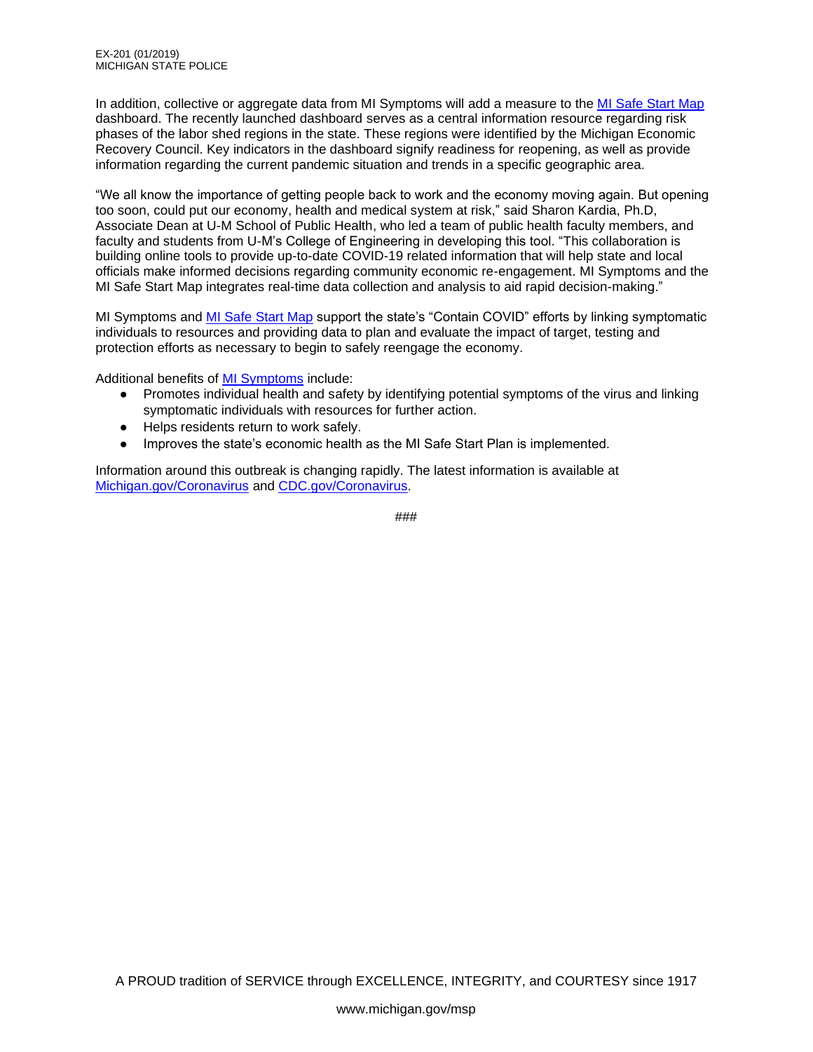In addition, collective or aggregate data from MI Symptoms will add a measure to the MI Safe Start Map dashboard. The recently launched dashboard serves as a central information resource regarding risk phases of the labor shed regions in the state. These regions were identified by the Michigan Economic Recovery Council. Key indicators in the dashboard signify readiness for reopening, as well as provide information regarding the current pandemic situation and trends in a specific geographic area.

"We all know the importance of getting people back to work and the economy moving again. But opening too soon, could put our economy, health and medical system at risk," said Sharon Kardia, Ph.D, Associate Dean at U-M School of Public Health, who led a team of public health faculty members, and faculty and students from U-M's College of Engineering in developing this tool. "This collaboration is building online tools to provide up-to-date COVID-19 related information that will help state and local officials make informed decisions regarding community economic re-engagement. MI Symptoms and the MI Safe Start Map integrates real-time data collection and analysis to aid rapid decision-making."

MI Symptoms and MI Safe Start Map support the state's "Contain COVID" efforts by linking symptomatic individuals to resources and providing data to plan and evaluate the impact of target, testing and protection efforts as necessary to begin to safely reengage the economy.

Additional benefits of MI Symptoms include:

- Promotes individual health and safety by identifying potential symptoms of the virus and linking symptomatic individuals with resources for further action.
- Helps residents return to work safely.
- Improves the state's economic health as the MI Safe Start Plan is implemented.

Information around this outbreak is changing rapidly. The latest information is available at Michigan.gov/Coronavirus and CDC.gov/Coronavirus.

###